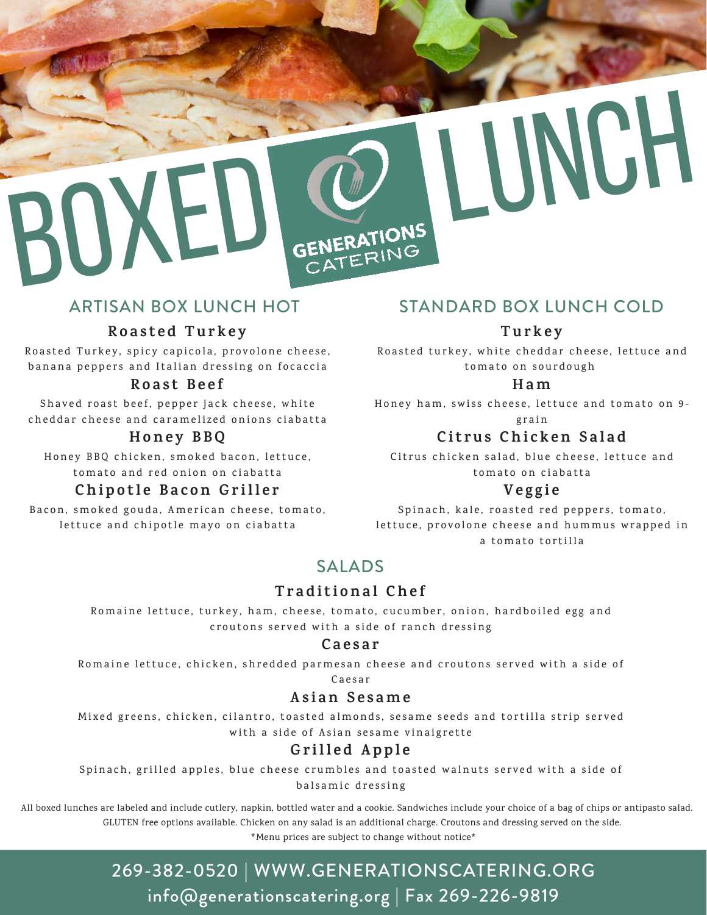# BOXED LUNCH

GENERATIONS CATERING

## ARTISAN BOX LUNCH HOT

### Roasted Turkey

Roasted Turkey, spicy capicola, provolone cheese, banana peppers and Italian dressing on focaccia

### Roast Beef

Shaved roast beef, pepper jack cheese, white cheddar cheese and caramelized onions ciabatta

### Honey BBQ

Honey BBQ chicken, smoked bacon, lettuce, tomato and red onion on ciabatta

### Chipotle Bacon Griller

Bacon, smoked gouda, American cheese, tomato, lettuce and chipotle mayo on ciabatta

## STANDARD BOX LUNCH COLD

### Turkey

Roasted turkey, white cheddar cheese, lettuce and tomato on sourdough

### Ham

Honey ham, swiss cheese, lettuce and tomato on 9-grain

### Citrus Chicken Salad

Citrus chicken salad, blue cheese, lettuce and tomato on ciabatta

### Veggie

Spinach, kale, roasted red peppers, tomato, lettuce, provolone cheese and hummus wrapped in a tomato tortilla

## SALADS

### Traditional Chef

Romaine lettuce, turkey, ham, cheese, tomato, cucumber, onion, hardboiled egg and croutons served with a side of ranch dressing

### Caesar

Romaine lettuce, chicken, shredded parmesan cheese and croutons served with a side of Caesar

### Asian Sesame

Mixed greens, chicken, cilantro, toasted almonds, sesame seeds and tortilla strip served with a side of Asian sesame vinaigrette

### Grilled Apple

Spinach, grilled apples, blue cheese crumbles and toasted walnuts served with a side of balsamic dressing

All boxed lunches are labeled and include cutlery, napkin, bottled water and a cookie. Sandwiches include your choice of a bag of chips or antipasto salad. GLUTEN free options available. Chicken on any salad is an additional charge. Croutons and dressing served on the side.

*Menu prices are subject to change without notice*

269-382-0520 | WWW.GENERATIONSCATERING.ORG
info@generationscatering.org | Fax 269-226-9819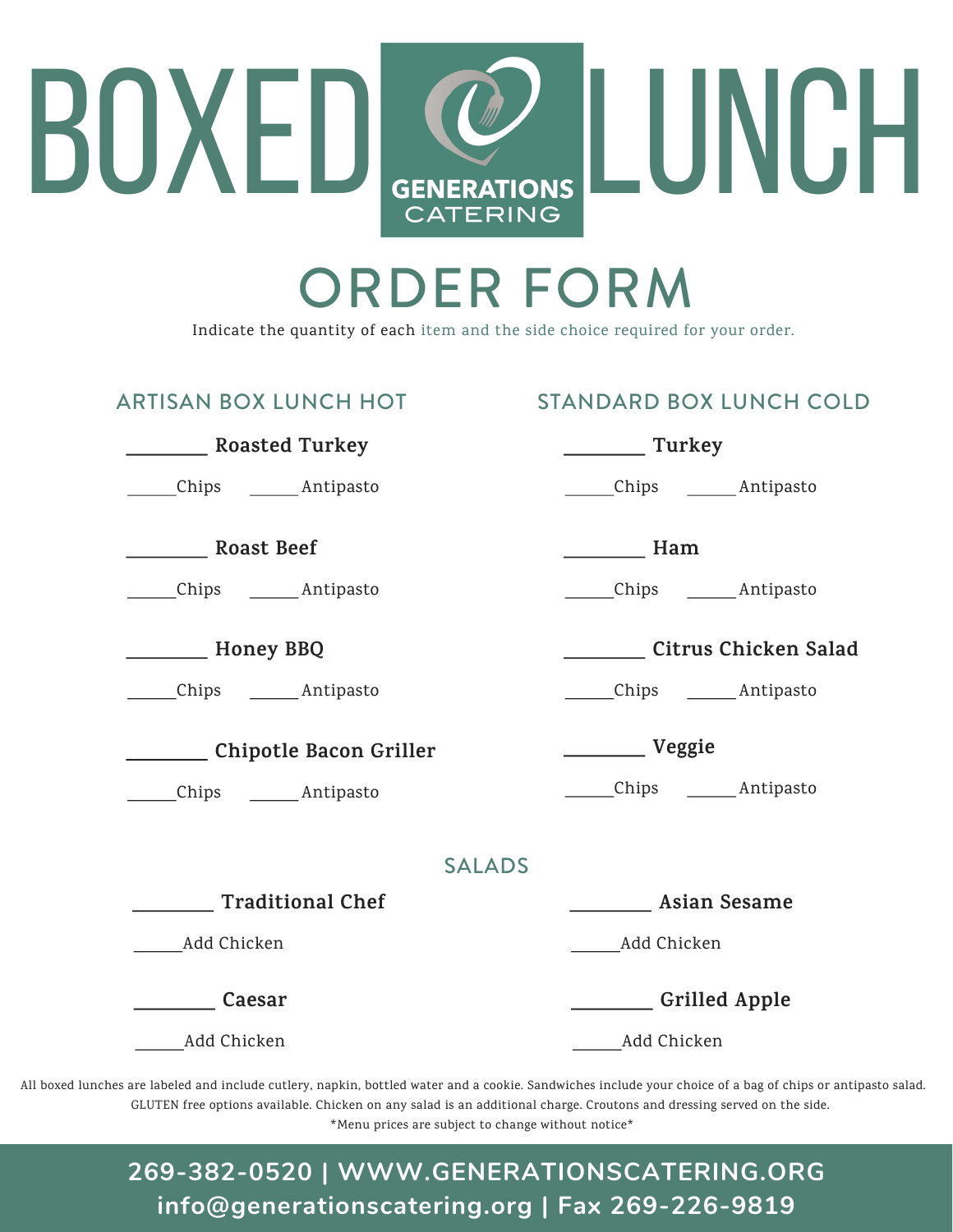# BOXED LUNCH

GENERATIONS CATERING

## ORDER FORM

Indicate the quantity of each item and the side choice required for your order.

### ARTISAN BOX LUNCH HOT

________ **Roasted Turkey**

______Chips ______Antipasto

________ **Roast Beef**

______Chips ______Antipasto

________ **Honey BBQ**

______Chips ______Antipasto

________ **Chipotle Bacon Griller**

______Chips ______Antipasto

### STANDARD BOX LUNCH COLD

________ **Turkey**

______Chips ______Antipasto

________ **Ham**

______Chips ______Antipasto

________ **Citrus Chicken Salad**

______Chips ______Antipasto

________ **Veggie**

______Chips ______Antipasto

### SALADS

________ **Traditional Chef**

______Add Chicken

________ **Caesar**

______Add Chicken

________ **Asian Sesame**

______Add Chicken

________ **Grilled Apple**

______Add Chicken

All boxed lunches are labeled and include cutlery, napkin, bottled water and a cookie. Sandwiches include your choice of a bag of chips or antipasto salad. GLUTEN free options available. Chicken on any salad is an additional charge. Croutons and dressing served on the side.

*Menu prices are subject to change without notice*

**269-382-0520 | WWW.GENERATIONSCATERING.ORG**
**info@generationscatering.org | Fax 269-226-9819**